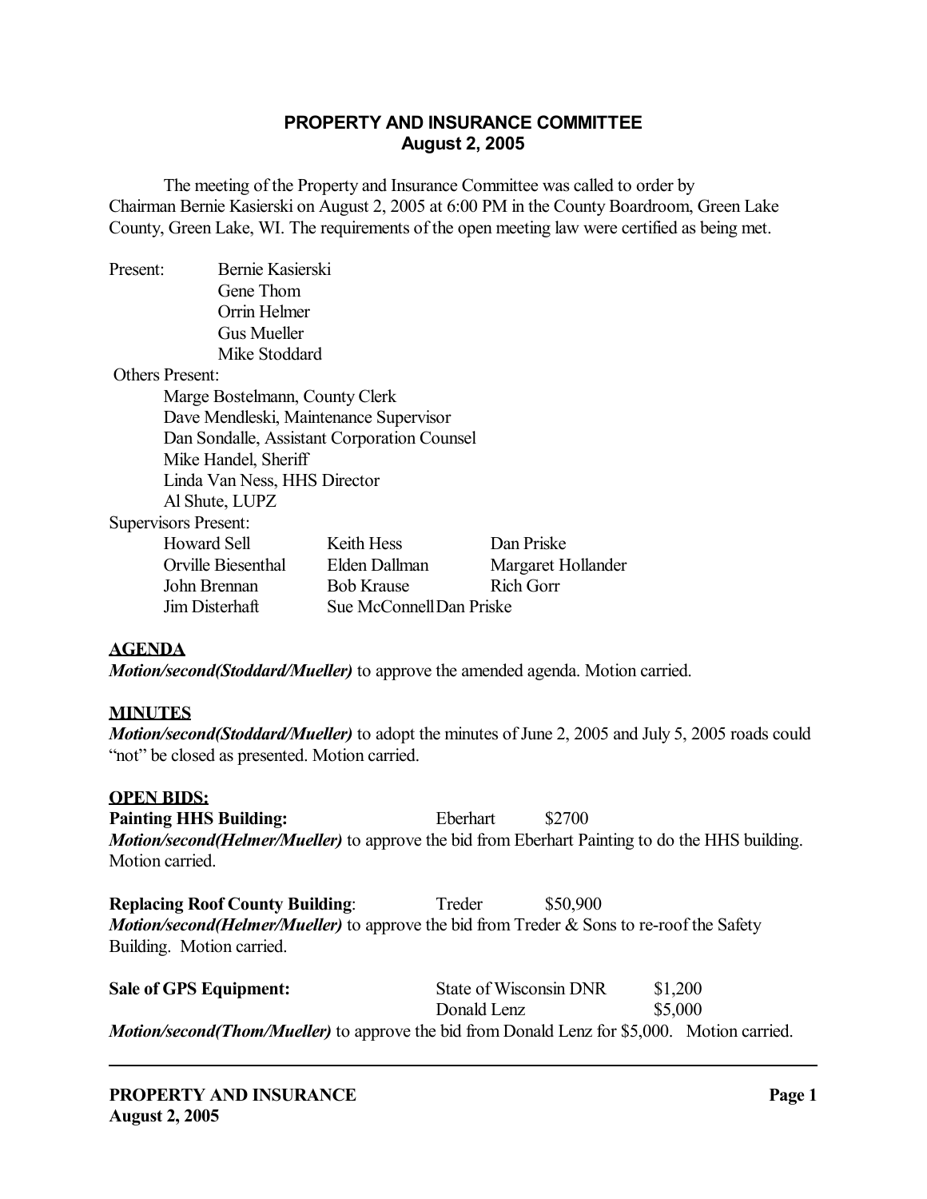# PROPERTY AND INSURANCE COMMITTEE
## August 2, 2005

The meeting of the Property and Insurance Committee was called to order by Chairman Bernie Kasierski on August 2, 2005 at 6:00 PM in the County Boardroom, Green Lake County, Green Lake, WI. The requirements of the open meeting law were certified as being met.

Present: Bernie Kasierski
Gene Thom
Orrin Helmer
Gus Mueller
Mike Stoddard

Others Present:
Marge Bostelmann, County Clerk
Dave Mendleski, Maintenance Supervisor
Dan Sondalle, Assistant Corporation Counsel
Mike Handel, Sheriff
Linda Van Ness, HHS Director
Al Shute, LUPZ

Supervisors Present:

| | | |
|---|---|---|
| Howard Sell | Keith Hess | Dan Priske |
| Orville Biesenthal | Elden Dallman | Margaret Hollander |
| John Brennan | Bob Krause | Rich Gorr |
| Jim Disterhaft | Sue McConnell | Dan Priske |

**AGENDA**

***Motion/second(Stoddard/Mueller)*** to approve the amended agenda. Motion carried.

**MINUTES**

***Motion/second(Stoddard/Mueller)*** to adopt the minutes of June 2, 2005 and July 5, 2005 roads could "not" be closed as presented. Motion carried.

**OPEN BIDS:**

**Painting HHS Building:** Eberhart $2700

***Motion/second(Helmer/Mueller)*** to approve the bid from Eberhart Painting to do the HHS building. Motion carried.

**Replacing Roof County Building**: Treder $50,900

***Motion/second(Helmer/Mueller)*** to approve the bid from Treder & Sons to re-roof the Safety Building. Motion carried.

**Sale of GPS Equipment:**

| | |
|---|---|
| State of Wisconsin DNR | $1,200 |
| Donald Lenz | $5,000 |

***Motion/second(Thom/Mueller)*** to approve the bid from Donald Lenz for $5,000. Motion carried.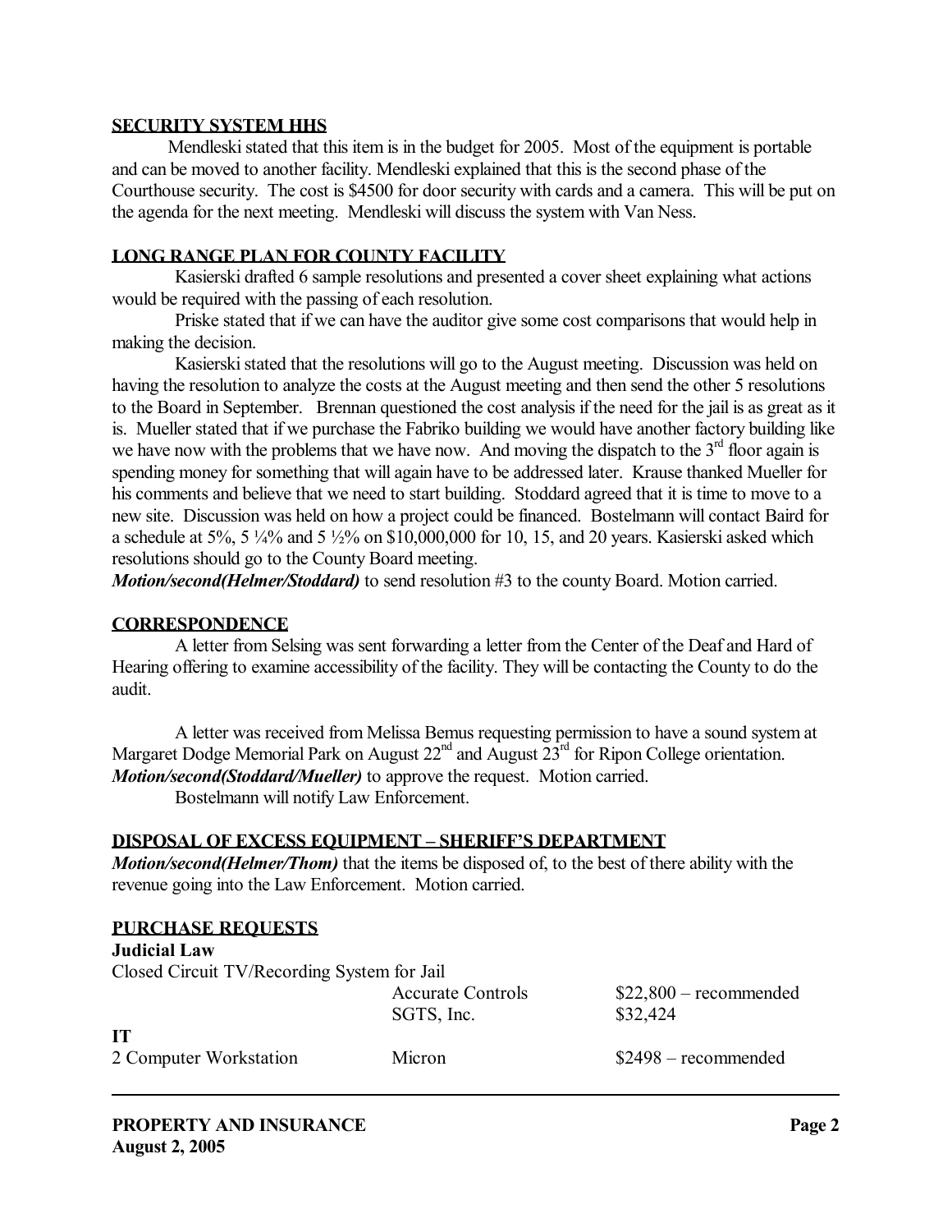**SECURITY SYSTEM HHS**

Mendleski stated that this item is in the budget for 2005. Most of the equipment is portable and can be moved to another facility. Mendleski explained that this is the second phase of the Courthouse security. The cost is $4500 for door security with cards and a camera. This will be put on the agenda for the next meeting. Mendleski will discuss the system with Van Ness.

**LONG RANGE PLAN FOR COUNTY FACILITY**

Kasierski drafted 6 sample resolutions and presented a cover sheet explaining what actions would be required with the passing of each resolution.

Priske stated that if we can have the auditor give some cost comparisons that would help in making the decision.

Kasierski stated that the resolutions will go to the August meeting. Discussion was held on having the resolution to analyze the costs at the August meeting and then send the other 5 resolutions to the Board in September. Brennan questioned the cost analysis if the need for the jail is as great as it is. Mueller stated that if we purchase the Fabriko building we would have another factory building like we have now with the problems that we have now. And moving the dispatch to the 3rd floor again is spending money for something that will again have to be addressed later. Krause thanked Mueller for his comments and believe that we need to start building. Stoddard agreed that it is time to move to a new site. Discussion was held on how a project could be financed. Bostelmann will contact Baird for a schedule at 5%, 5 ¼% and 5 ½% on $10,000,000 for 10, 15, and 20 years. Kasierski asked which resolutions should go to the County Board meeting.

***Motion/second(Helmer/Stoddard)*** to send resolution #3 to the county Board. Motion carried.

**CORRESPONDENCE**

A letter from Selsing was sent forwarding a letter from the Center of the Deaf and Hard of Hearing offering to examine accessibility of the facility. They will be contacting the County to do the audit.

A letter was received from Melissa Bemus requesting permission to have a sound system at Margaret Dodge Memorial Park on August 22nd and August 23rd for Ripon College orientation.

***Motion/second(Stoddard/Mueller)*** to approve the request. Motion carried.

Bostelmann will notify Law Enforcement.

**DISPOSAL OF EXCESS EQUIPMENT – SHERIFF'S DEPARTMENT**

***Motion/second(Helmer/Thom)*** that the items be disposed of, to the best of there ability with the revenue going into the Law Enforcement. Motion carried.

**PURCHASE REQUESTS**

**Judicial Law**

Closed Circuit TV/Recording System for Jail

| | | |
|---|---|---|
| | Accurate Controls | $22,800 – recommended |
| | SGTS, Inc. | $32,424 |

**IT**

| | | |
|---|---|---|
| 2 Computer Workstation | Micron | $2498 – recommended |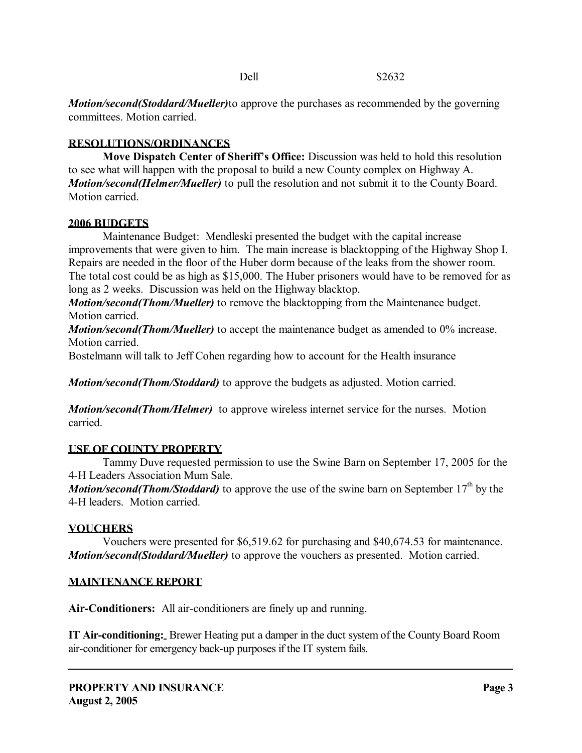| Dell | $2632 |
|---|---|

***Motion/second(Stoddard/Mueller)***to approve the purchases as recommended by the governing committees. Motion carried.

**RESOLUTIONS/ORDINANCES**

**Move Dispatch Center of Sheriff's Office:** Discussion was held to hold this resolution to see what will happen with the proposal to build a new County complex on Highway A. ***Motion/second(Helmer/Mueller)*** to pull the resolution and not submit it to the County Board. Motion carried.

**2006 BUDGETS**

Maintenance Budget: Mendleski presented the budget with the capital increase improvements that were given to him. The main increase is blacktopping of the Highway Shop I. Repairs are needed in the floor of the Huber dorm because of the leaks from the shower room. The total cost could be as high as $15,000. The Huber prisoners would have to be removed for as long as 2 weeks. Discussion was held on the Highway blacktop.
***Motion/second(Thom/Mueller)*** to remove the blacktopping from the Maintenance budget. Motion carried.
***Motion/second(Thom/Mueller)*** to accept the maintenance budget as amended to 0% increase. Motion carried.
Bostelmann will talk to Jeff Cohen regarding how to account for the Health insurance

***Motion/second(Thom/Stoddard)*** to approve the budgets as adjusted. Motion carried.

***Motion/second(Thom/Helmer)*** to approve wireless internet service for the nurses. Motion carried.

**USE OF COUNTY PROPERTY**

Tammy Duve requested permission to use the Swine Barn on September 17, 2005 for the 4-H Leaders Association Mum Sale.
***Motion/second(Thom/Stoddard)*** to approve the use of the swine barn on September 17th by the 4-H leaders. Motion carried.

**VOUCHERS**

Vouchers were presented for $6,519.62 for purchasing and $40,674.53 for maintenance. ***Motion/second(Stoddard/Mueller)*** to approve the vouchers as presented. Motion carried.

**MAINTENANCE REPORT**

**Air-Conditioners:** All air-conditioners are finely up and running.

**IT Air-conditioning:** Brewer Heating put a damper in the duct system of the County Board Room air-conditioner for emergency back-up purposes if the IT system fails.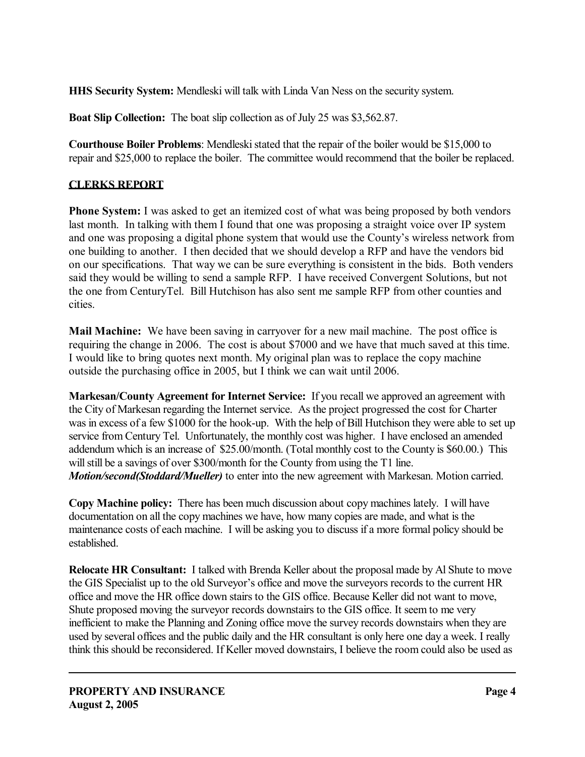**HHS Security System:** Mendleski will talk with Linda Van Ness on the security system.

**Boat Slip Collection:** The boat slip collection as of July 25 was $3,562.87.

**Courthouse Boiler Problems**: Mendleski stated that the repair of the boiler would be $15,000 to repair and $25,000 to replace the boiler. The committee would recommend that the boiler be replaced.

## CLERKS REPORT

**Phone System:** I was asked to get an itemized cost of what was being proposed by both vendors last month. In talking with them I found that one was proposing a straight voice over IP system and one was proposing a digital phone system that would use the County's wireless network from one building to another. I then decided that we should develop a RFP and have the vendors bid on our specifications. That way we can be sure everything is consistent in the bids. Both venders said they would be willing to send a sample RFP. I have received Convergent Solutions, but not the one from CenturyTel. Bill Hutchison has also sent me sample RFP from other counties and cities.

**Mail Machine:** We have been saving in carryover for a new mail machine. The post office is requiring the change in 2006. The cost is about $7000 and we have that much saved at this time. I would like to bring quotes next month. My original plan was to replace the copy machine outside the purchasing office in 2005, but I think we can wait until 2006.

**Markesan/County Agreement for Internet Service:** If you recall we approved an agreement with the City of Markesan regarding the Internet service. As the project progressed the cost for Charter was in excess of a few $1000 for the hook-up. With the help of Bill Hutchison they were able to set up service from Century Tel. Unfortunately, the monthly cost was higher. I have enclosed an amended addendum which is an increase of $25.00/month. (Total monthly cost to the County is $60.00.) This will still be a savings of over $300/month for the County from using the T1 line.
***Motion/second(Stoddard/Mueller)*** to enter into the new agreement with Markesan. Motion carried.

**Copy Machine policy:** There has been much discussion about copy machines lately. I will have documentation on all the copy machines we have, how many copies are made, and what is the maintenance costs of each machine. I will be asking you to discuss if a more formal policy should be established.

**Relocate HR Consultant:** I talked with Brenda Keller about the proposal made by Al Shute to move the GIS Specialist up to the old Surveyor's office and move the surveyors records to the current HR office and move the HR office down stairs to the GIS office. Because Keller did not want to move, Shute proposed moving the surveyor records downstairs to the GIS office. It seem to me very inefficient to make the Planning and Zoning office move the survey records downstairs when they are used by several offices and the public daily and the HR consultant is only here one day a week. I really think this should be reconsidered. If Keller moved downstairs, I believe the room could also be used as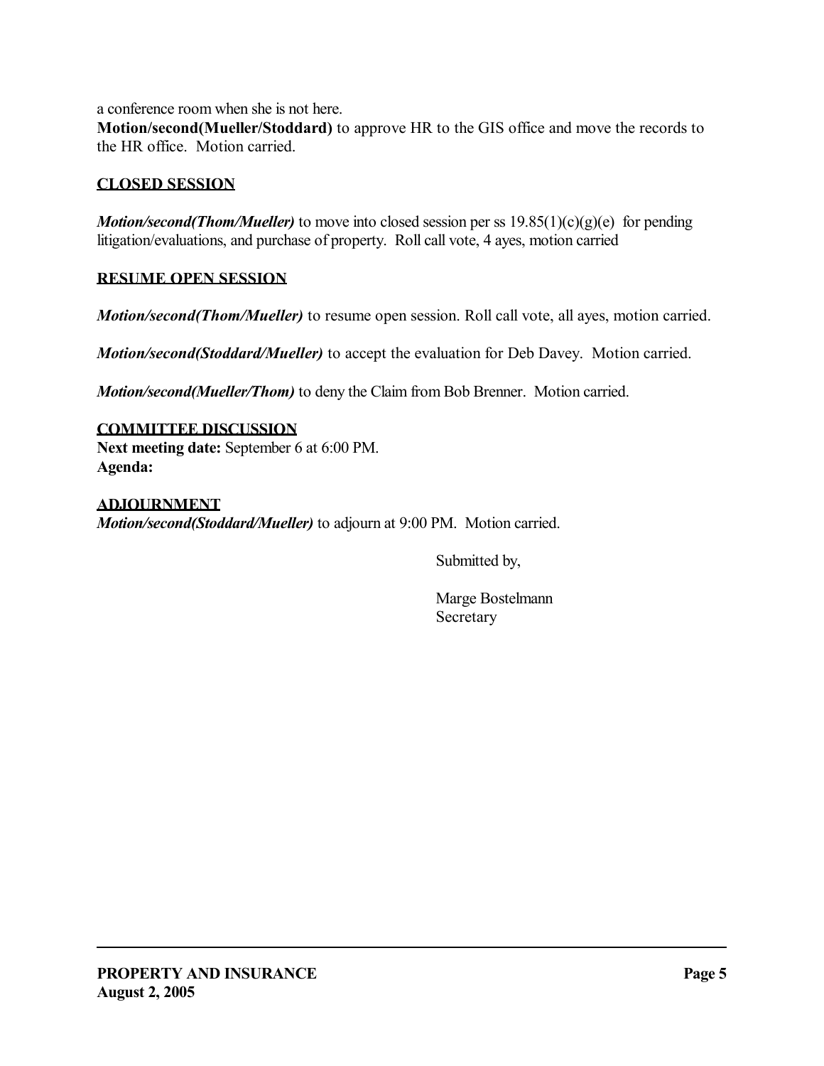a conference room when she is not here.
**Motion/second(Mueller/Stoddard)** to approve HR to the GIS office and move the records to the HR office. Motion carried.

**CLOSED SESSION**

***Motion/second(Thom/Mueller)*** to move into closed session per ss 19.85(1)(c)(g)(e) for pending litigation/evaluations, and purchase of property. Roll call vote, 4 ayes, motion carried

**RESUME OPEN SESSION**

***Motion/second(Thom/Mueller)*** to resume open session. Roll call vote, all ayes, motion carried.

***Motion/second(Stoddard/Mueller)*** to accept the evaluation for Deb Davey. Motion carried.

***Motion/second(Mueller/Thom)*** to deny the Claim from Bob Brenner. Motion carried.

**COMMITTEE DISCUSSION**
**Next meeting date:** September 6 at 6:00 PM.
**Agenda:**

**ADJOURNMENT**
***Motion/second(Stoddard/Mueller)*** to adjourn at 9:00 PM. Motion carried.

Submitted by,

Marge Bostelmann
Secretary